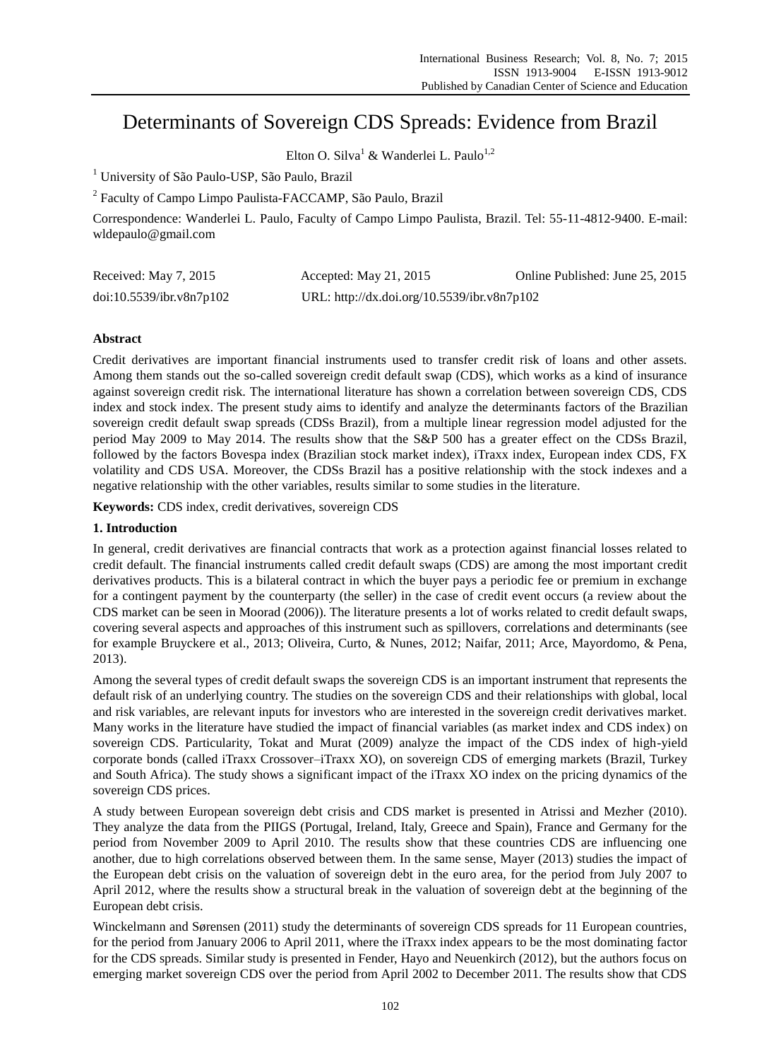# Determinants of Sovereign CDS Spreads: Evidence from Brazil

Elton O. Silva[1] & Wanderlei L. Paulo[1,2]

[1] University of São Paulo-USP, São Paulo, Brazil

[2] Faculty of Campo Limpo Paulista-FACCAMP, São Paulo, Brazil

Correspondence: Wanderlei L. Paulo, Faculty of Campo Limpo Paulista, Brazil. Tel: 55-11-4812-9400. E-mail: wldepaulo@gmail.com

| Received: May 7, 2015 | Accepted: May 21, 2015 | Online Published: June 25, 2015 |
|---|---|---|
| doi:10.5539/ibr.v8n7p102 | URL: http://dx.doi.org/10.5539/ibr.v8n7p102 | |

**Abstract**

Credit derivatives are important financial instruments used to transfer credit risk of loans and other assets. Among them stands out the so-called sovereign credit default swap (CDS), which works as a kind of insurance against sovereign credit risk. The international literature has shown a correlation between sovereign CDS, CDS index and stock index. The present study aims to identify and analyze the determinants factors of the Brazilian sovereign credit default swap spreads (CDSs Brazil), from a multiple linear regression model adjusted for the period May 2009 to May 2014. The results show that the S&P 500 has a greater effect on the CDSs Brazil, followed by the factors Bovespa index (Brazilian stock market index), iTraxx index, European index CDS, FX volatility and CDS USA. Moreover, the CDSs Brazil has a positive relationship with the stock indexes and a negative relationship with the other variables, results similar to some studies in the literature.

**Keywords:** CDS index, credit derivatives, sovereign CDS

## 1. Introduction

In general, credit derivatives are financial contracts that work as a protection against financial losses related to credit default. The financial instruments called credit default swaps (CDS) are among the most important credit derivatives products. This is a bilateral contract in which the buyer pays a periodic fee or premium in exchange for a contingent payment by the counterparty (the seller) in the case of credit event occurs (a review about the CDS market can be seen in Moorad (2006)). The literature presents a lot of works related to credit default swaps, covering several aspects and approaches of this instrument such as spillovers, correlations and determinants (see for example Bruyckere et al., 2013; Oliveira, Curto, & Nunes, 2012; Naifar, 2011; Arce, Mayordomo, & Pena, 2013).

Among the several types of credit default swaps the sovereign CDS is an important instrument that represents the default risk of an underlying country. The studies on the sovereign CDS and their relationships with global, local and risk variables, are relevant inputs for investors who are interested in the sovereign credit derivatives market. Many works in the literature have studied the impact of financial variables (as market index and CDS index) on sovereign CDS. Particularity, Tokat and Murat (2009) analyze the impact of the CDS index of high-yield corporate bonds (called iTraxx Crossover–iTraxx XO), on sovereign CDS of emerging markets (Brazil, Turkey and South Africa). The study shows a significant impact of the iTraxx XO index on the pricing dynamics of the sovereign CDS prices.

A study between European sovereign debt crisis and CDS market is presented in Atrissi and Mezher (2010). They analyze the data from the PIIGS (Portugal, Ireland, Italy, Greece and Spain), France and Germany for the period from November 2009 to April 2010. The results show that these countries CDS are influencing one another, due to high correlations observed between them. In the same sense, Mayer (2013) studies the impact of the European debt crisis on the valuation of sovereign debt in the euro area, for the period from July 2007 to April 2012, where the results show a structural break in the valuation of sovereign debt at the beginning of the European debt crisis.

Winckelmann and Sørensen (2011) study the determinants of sovereign CDS spreads for 11 European countries, for the period from January 2006 to April 2011, where the iTraxx index appears to be the most dominating factor for the CDS spreads. Similar study is presented in Fender, Hayo and Neuenkirch (2012), but the authors focus on emerging market sovereign CDS over the period from April 2002 to December 2011. The results show that CDS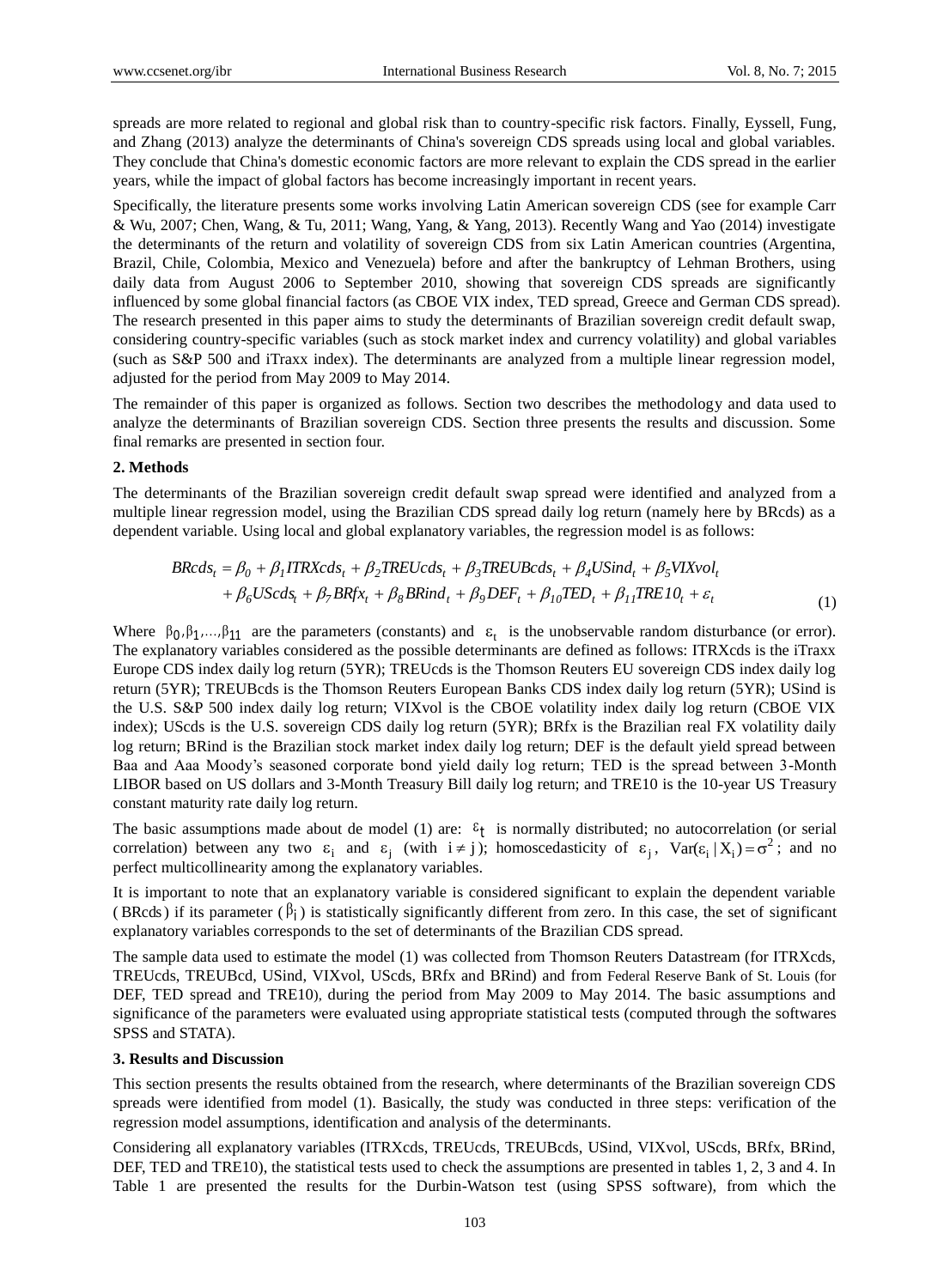spreads are more related to regional and global risk than to country-specific risk factors. Finally, Eyssell, Fung, and Zhang (2013) analyze the determinants of China's sovereign CDS spreads using local and global variables. They conclude that China's domestic economic factors are more relevant to explain the CDS spread in the earlier years, while the impact of global factors has become increasingly important in recent years.

Specifically, the literature presents some works involving Latin American sovereign CDS (see for example Carr & Wu, 2007; Chen, Wang, & Tu, 2011; Wang, Yang, & Yang, 2013). Recently Wang and Yao (2014) investigate the determinants of the return and volatility of sovereign CDS from six Latin American countries (Argentina, Brazil, Chile, Colombia, Mexico and Venezuela) before and after the bankruptcy of Lehman Brothers, using daily data from August 2006 to September 2010, showing that sovereign CDS spreads are significantly influenced by some global financial factors (as CBOE VIX index, TED spread, Greece and German CDS spread). The research presented in this paper aims to study the determinants of Brazilian sovereign credit default swap, considering country-specific variables (such as stock market index and currency volatility) and global variables (such as S&P 500 and iTraxx index). The determinants are analyzed from a multiple linear regression model, adjusted for the period from May 2009 to May 2014.

The remainder of this paper is organized as follows. Section two describes the methodology and data used to analyze the determinants of Brazilian sovereign CDS. Section three presents the results and discussion. Some final remarks are presented in section four.

## 2. Methods

The determinants of the Brazilian sovereign credit default swap spread were identified and analyzed from a multiple linear regression model, using the Brazilian CDS spread daily log return (namely here by BRcds) as a dependent variable. Using local and global explanatory variables, the regression model is as follows:

$$\begin{aligned} BRcds_t = \beta_0 + \beta_1 ITRXcds_t + \beta_2 TREUcds_t + \beta_3 TREUBcds_t + \beta_4 USind_t + \beta_5 VIXvol_t \\ + \beta_6 UScds_t + \beta_7 BRfx_t + \beta_8 BRind_t + \beta_9 DEF_t + \beta_{10} TED_t + \beta_{11} TRE10_t + \varepsilon_t \end{aligned} \tag{1}$$

Where $\beta_0, \beta_1, \ldots, \beta_{11}$ are the parameters (constants) and $\varepsilon_t$ is the unobservable random disturbance (or error). The explanatory variables considered as the possible determinants are defined as follows: ITRXcds is the iTraxx Europe CDS index daily log return (5YR); TREUcds is the Thomson Reuters EU sovereign CDS index daily log return (5YR); TREUBcds is the Thomson Reuters European Banks CDS index daily log return (5YR); USind is the U.S. S&P 500 index daily log return; VIXvol is the CBOE volatility index daily log return (CBOE VIX index); UScds is the U.S. sovereign CDS daily log return (5YR); BRfx is the Brazilian real FX volatility daily log return; BRind is the Brazilian stock market index daily log return; DEF is the default yield spread between Baa and Aaa Moody's seasoned corporate bond yield daily log return; TED is the spread between 3-Month LIBOR based on US dollars and 3-Month Treasury Bill daily log return; and TRE10 is the 10-year US Treasury constant maturity rate daily log return.

The basic assumptions made about de model (1) are: $\varepsilon_t$ is normally distributed; no autocorrelation (or serial correlation) between any two $\varepsilon_i$ and $\varepsilon_j$ (with $i \neq j$); homoscedasticity of $\varepsilon_j$, $Var(\varepsilon_i \mid X_i) = \sigma^2$; and no perfect multicollinearity among the explanatory variables.

It is important to note that an explanatory variable is considered significant to explain the dependent variable (BRcds) if its parameter ($\beta_i$) is statistically significantly different from zero. In this case, the set of significant explanatory variables corresponds to the set of determinants of the Brazilian CDS spread.

The sample data used to estimate the model (1) was collected from Thomson Reuters Datastream (for ITRXcds, TREUcds, TREUBcd, USind, VIXvol, UScds, BRfx and BRind) and from Federal Reserve Bank of St. Louis (for DEF, TED spread and TRE10), during the period from May 2009 to May 2014. The basic assumptions and significance of the parameters were evaluated using appropriate statistical tests (computed through the softwares SPSS and STATA).

## 3. Results and Discussion

This section presents the results obtained from the research, where determinants of the Brazilian sovereign CDS spreads were identified from model (1). Basically, the study was conducted in three steps: verification of the regression model assumptions, identification and analysis of the determinants.

Considering all explanatory variables (ITRXcds, TREUcds, TREUBcds, USind, VIXvol, UScds, BRfx, BRind, DEF, TED and TRE10), the statistical tests used to check the assumptions are presented in tables 1, 2, 3 and 4. In Table 1 are presented the results for the Durbin-Watson test (using SPSS software), from which the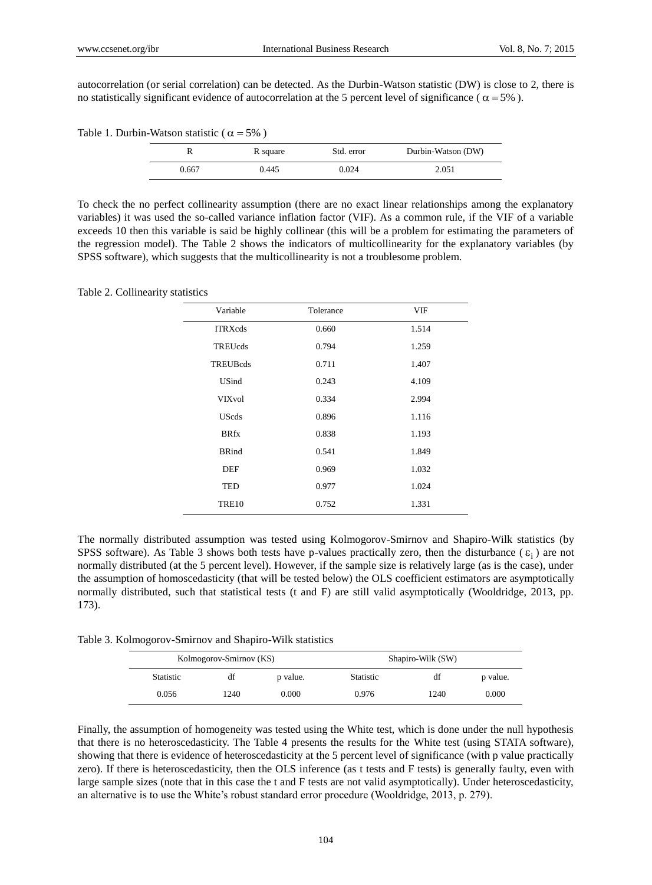autocorrelation (or serial correlation) can be detected. As the Durbin-Watson statistic (DW) is close to 2, there is no statistically significant evidence of autocorrelation at the 5 percent level of significance ( $\alpha = 5\%$ ).

Table 1. Durbin-Watson statistic ( $\alpha = 5\%$ )

| R | R square | Std. error | Durbin-Watson (DW) |
|---|---|---|---|
| 0.667 | 0.445 | 0.024 | 2.051 |

To check the no perfect collinearity assumption (there are no exact linear relationships among the explanatory variables) it was used the so-called variance inflation factor (VIF). As a common rule, if the VIF of a variable exceeds 10 then this variable is said be highly collinear (this will be a problem for estimating the parameters of the regression model). The Table 2 shows the indicators of multicollinearity for the explanatory variables (by SPSS software), which suggests that the multicollinearity is not a troublesome problem.

Table 2. Collinearity statistics

| Variable | Tolerance | VIF |
|---|---|---|
| ITRXcds | 0.660 | 1.514 |
| TREUcds | 0.794 | 1.259 |
| TREUBcds | 0.711 | 1.407 |
| USind | 0.243 | 4.109 |
| VIXvol | 0.334 | 2.994 |
| UScds | 0.896 | 1.116 |
| BRfx | 0.838 | 1.193 |
| BRind | 0.541 | 1.849 |
| DEF | 0.969 | 1.032 |
| TED | 0.977 | 1.024 |
| TRE10 | 0.752 | 1.331 |

The normally distributed assumption was tested using Kolmogorov-Smirnov and Shapiro-Wilk statistics (by SPSS software). As Table 3 shows both tests have p-values practically zero, then the disturbance ( $\varepsilon_i$ ) are not normally distributed (at the 5 percent level). However, if the sample size is relatively large (as is the case), under the assumption of homoscedasticity (that will be tested below) the OLS coefficient estimators are asymptotically normally distributed, such that statistical tests (t and F) are still valid asymptotically (Wooldridge, 2013, pp. 173).

Table 3. Kolmogorov-Smirnov and Shapiro-Wilk statistics

| Kolmogorov-Smirnov (KS) | | | Shapiro-Wilk (SW) | | |
|---|---|---|---|---|---|
| Statistic | df | p value. | Statistic | df | p value. |
| 0.056 | 1240 | 0.000 | 0.976 | 1240 | 0.000 |

Finally, the assumption of homogeneity was tested using the White test, which is done under the null hypothesis that there is no heteroscedasticity. The Table 4 presents the results for the White test (using STATA software), showing that there is evidence of heteroscedasticity at the 5 percent level of significance (with p value practically zero). If there is heteroscedasticity, then the OLS inference (as t tests and F tests) is generally faulty, even with large sample sizes (note that in this case the t and F tests are not valid asymptotically). Under heteroscedasticity, an alternative is to use the White's robust standard error procedure (Wooldridge, 2013, p. 279).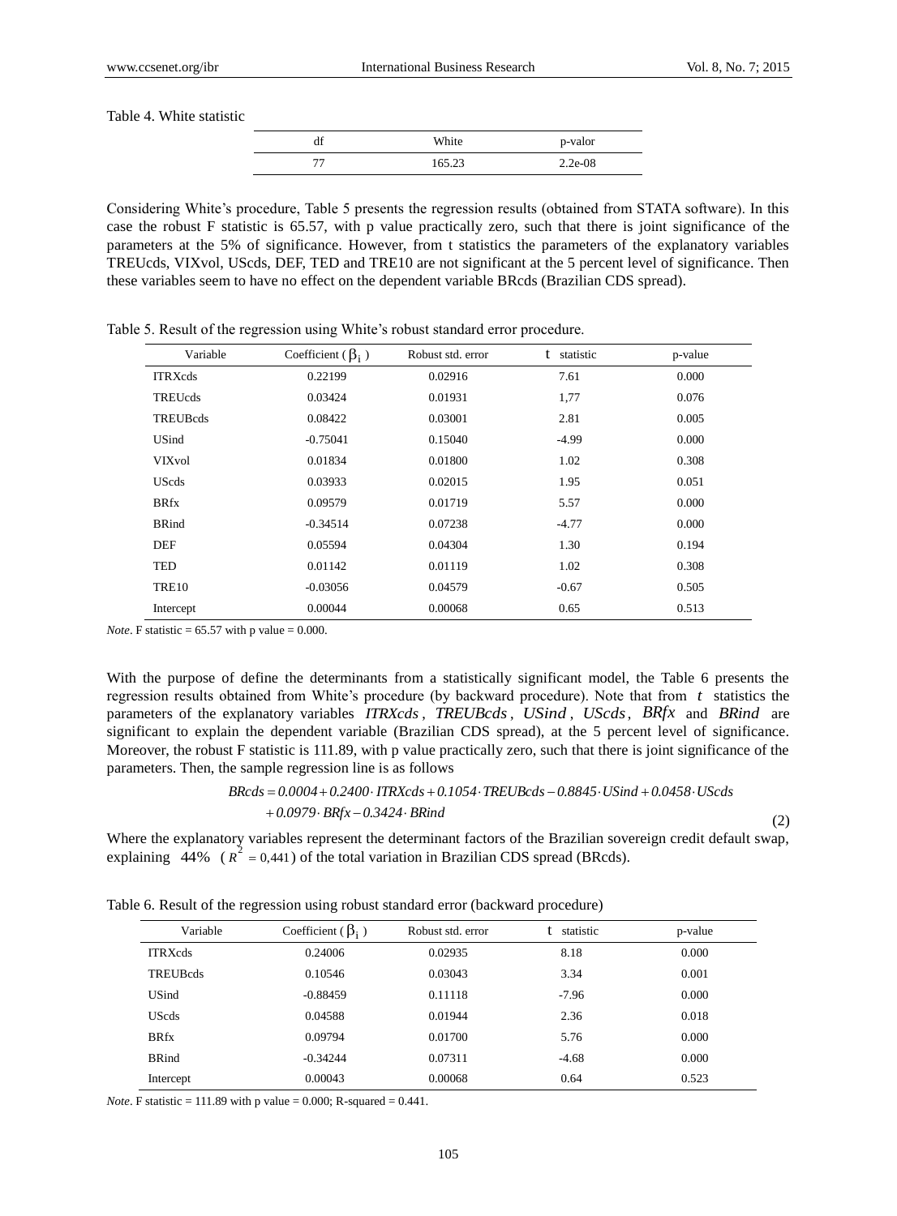Table 4. White statistic

| df | White | p-valor |
|---|---|---|
| 77 | 165.23 | 2.2e-08 |

Considering White's procedure, Table 5 presents the regression results (obtained from STATA software). In this case the robust F statistic is 65.57, with p value practically zero, such that there is joint significance of the parameters at the 5% of significance. However, from t statistics the parameters of the explanatory variables TREUcds, VIXvol, UScds, DEF, TED and TRE10 are not significant at the 5 percent level of significance. Then these variables seem to have no effect on the dependent variable BRcds (Brazilian CDS spread).

Table 5. Result of the regression using White's robust standard error procedure.

| Variable | Coefficient ( $\beta_i$ ) | Robust std. error | $t$ statistic | p-value |
|---|---|---|---|---|
| ITRXcds | 0.22199 | 0.02916 | 7.61 | 0.000 |
| TREUcds | 0.03424 | 0.01931 | 1,77 | 0.076 |
| TREUBcds | 0.08422 | 0.03001 | 2.81 | 0.005 |
| USind | -0.75041 | 0.15040 | -4.99 | 0.000 |
| VIXvol | 0.01834 | 0.01800 | 1.02 | 0.308 |
| UScds | 0.03933 | 0.02015 | 1.95 | 0.051 |
| BRfx | 0.09579 | 0.01719 | 5.57 | 0.000 |
| BRind | -0.34514 | 0.07238 | -4.77 | 0.000 |
| DEF | 0.05594 | 0.04304 | 1.30 | 0.194 |
| TED | 0.01142 | 0.01119 | 1.02 | 0.308 |
| TRE10 | -0.03056 | 0.04579 | -0.67 | 0.505 |
| Intercept | 0.00044 | 0.00068 | 0.65 | 0.513 |

*Note*. F statistic = 65.57 with p value = 0.000.

With the purpose of define the determinants from a statistically significant model, the Table 6 presents the regression results obtained from White's procedure (by backward procedure). Note that from $t$ statistics the parameters of the explanatory variables $ITRXcds$, $TREUBcds$, $USind$, $UScds$, $BRfx$ and $BRind$ are significant to explain the dependent variable (Brazilian CDS spread), at the 5 percent level of significance. Moreover, the robust F statistic is 111.89, with p value practically zero, such that there is joint significance of the parameters. Then, the sample regression line is as follows

$$BRcds = 0.0004 + 0.2400 \cdot ITRXcds + 0.1054 \cdot TREUBcds - 0.8845 \cdot USind + 0.0458 \cdot UScds + 0.0979 \cdot BRfx - 0.3424 \cdot BRind \quad (2)$$

Where the explanatory variables represent the determinant factors of the Brazilian sovereign credit default swap, explaining 44% ( $R^2 = 0{,}441$ ) of the total variation in Brazilian CDS spread (BRcds).

Table 6. Result of the regression using robust standard error (backward procedure)

| Variable | Coefficient ( $\beta_i$ ) | Robust std. error | $t$ statistic | p-value |
|---|---|---|---|---|
| ITRXcds | 0.24006 | 0.02935 | 8.18 | 0.000 |
| TREUBcds | 0.10546 | 0.03043 | 3.34 | 0.001 |
| USind | -0.88459 | 0.11118 | -7.96 | 0.000 |
| UScds | 0.04588 | 0.01944 | 2.36 | 0.018 |
| BRfx | 0.09794 | 0.01700 | 5.76 | 0.000 |
| BRind | -0.34244 | 0.07311 | -4.68 | 0.000 |
| Intercept | 0.00043 | 0.00068 | 0.64 | 0.523 |

*Note*. F statistic = 111.89 with p value = 0.000; R-squared = 0.441.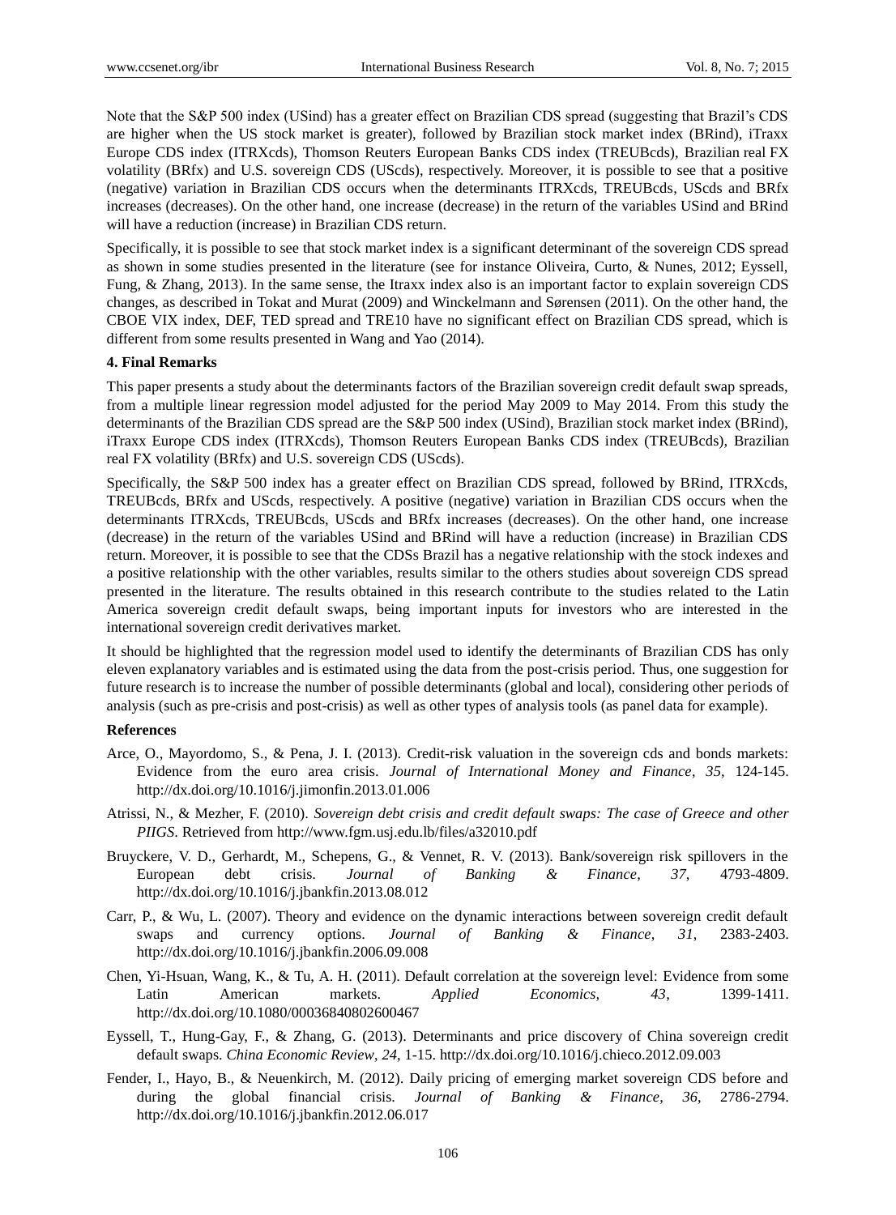Note that the S&P 500 index (USind) has a greater effect on Brazilian CDS spread (suggesting that Brazil's CDS are higher when the US stock market is greater), followed by Brazilian stock market index (BRind), iTraxx Europe CDS index (ITRXcds), Thomson Reuters European Banks CDS index (TREUBcds), Brazilian real FX volatility (BRfx) and U.S. sovereign CDS (UScds), respectively. Moreover, it is possible to see that a positive (negative) variation in Brazilian CDS occurs when the determinants ITRXcds, TREUBcds, UScds and BRfx increases (decreases). On the other hand, one increase (decrease) in the return of the variables USind and BRind will have a reduction (increase) in Brazilian CDS return.

Specifically, it is possible to see that stock market index is a significant determinant of the sovereign CDS spread as shown in some studies presented in the literature (see for instance Oliveira, Curto, & Nunes, 2012; Eyssell, Fung, & Zhang, 2013). In the same sense, the Itraxx index also is an important factor to explain sovereign CDS changes, as described in Tokat and Murat (2009) and Winckelmann and Sørensen (2011). On the other hand, the CBOE VIX index, DEF, TED spread and TRE10 have no significant effect on Brazilian CDS spread, which is different from some results presented in Wang and Yao (2014).

## 4. Final Remarks

This paper presents a study about the determinants factors of the Brazilian sovereign credit default swap spreads, from a multiple linear regression model adjusted for the period May 2009 to May 2014. From this study the determinants of the Brazilian CDS spread are the S&P 500 index (USind), Brazilian stock market index (BRind), iTraxx Europe CDS index (ITRXcds), Thomson Reuters European Banks CDS index (TREUBcds), Brazilian real FX volatility (BRfx) and U.S. sovereign CDS (UScds).

Specifically, the S&P 500 index has a greater effect on Brazilian CDS spread, followed by BRind, ITRXcds, TREUBcds, BRfx and UScds, respectively. A positive (negative) variation in Brazilian CDS occurs when the determinants ITRXcds, TREUBcds, UScds and BRfx increases (decreases). On the other hand, one increase (decrease) in the return of the variables USind and BRind will have a reduction (increase) in Brazilian CDS return. Moreover, it is possible to see that the CDSs Brazil has a negative relationship with the stock indexes and a positive relationship with the other variables, results similar to the others studies about sovereign CDS spread presented in the literature. The results obtained in this research contribute to the studies related to the Latin America sovereign credit default swaps, being important inputs for investors who are interested in the international sovereign credit derivatives market.

It should be highlighted that the regression model used to identify the determinants of Brazilian CDS has only eleven explanatory variables and is estimated using the data from the post-crisis period. Thus, one suggestion for future research is to increase the number of possible determinants (global and local), considering other periods of analysis (such as pre-crisis and post-crisis) as well as other types of analysis tools (as panel data for example).

## References

Arce, O., Mayordomo, S., & Pena, J. I. (2013). Credit-risk valuation in the sovereign cds and bonds markets: Evidence from the euro area crisis. *Journal of International Money and Finance*, *35*, 124-145. http://dx.doi.org/10.1016/j.jimonfin.2013.01.006

Atrissi, N., & Mezher, F. (2010). *Sovereign debt crisis and credit default swaps: The case of Greece and other PIIGS*. Retrieved from http://www.fgm.usj.edu.lb/files/a32010.pdf

Bruyckere, V. D., Gerhardt, M., Schepens, G., & Vennet, R. V. (2013). Bank/sovereign risk spillovers in the European debt crisis. *Journal of Banking & Finance*, *37*, 4793-4809. http://dx.doi.org/10.1016/j.jbankfin.2013.08.012

Carr, P., & Wu, L. (2007). Theory and evidence on the dynamic interactions between sovereign credit default swaps and currency options. *Journal of Banking & Finance*, *31*, 2383-2403. http://dx.doi.org/10.1016/j.jbankfin.2006.09.008

Chen, Yi-Hsuan, Wang, K., & Tu, A. H. (2011). Default correlation at the sovereign level: Evidence from some Latin American markets. *Applied Economics*, *43*, 1399-1411. http://dx.doi.org/10.1080/00036840802600467

Eyssell, T., Hung-Gay, F., & Zhang, G. (2013). Determinants and price discovery of China sovereign credit default swaps. *China Economic Review*, *24*, 1-15. http://dx.doi.org/10.1016/j.chieco.2012.09.003

Fender, I., Hayo, B., & Neuenkirch, M. (2012). Daily pricing of emerging market sovereign CDS before and during the global financial crisis. *Journal of Banking & Finance*, *36*, 2786-2794. http://dx.doi.org/10.1016/j.jbankfin.2012.06.017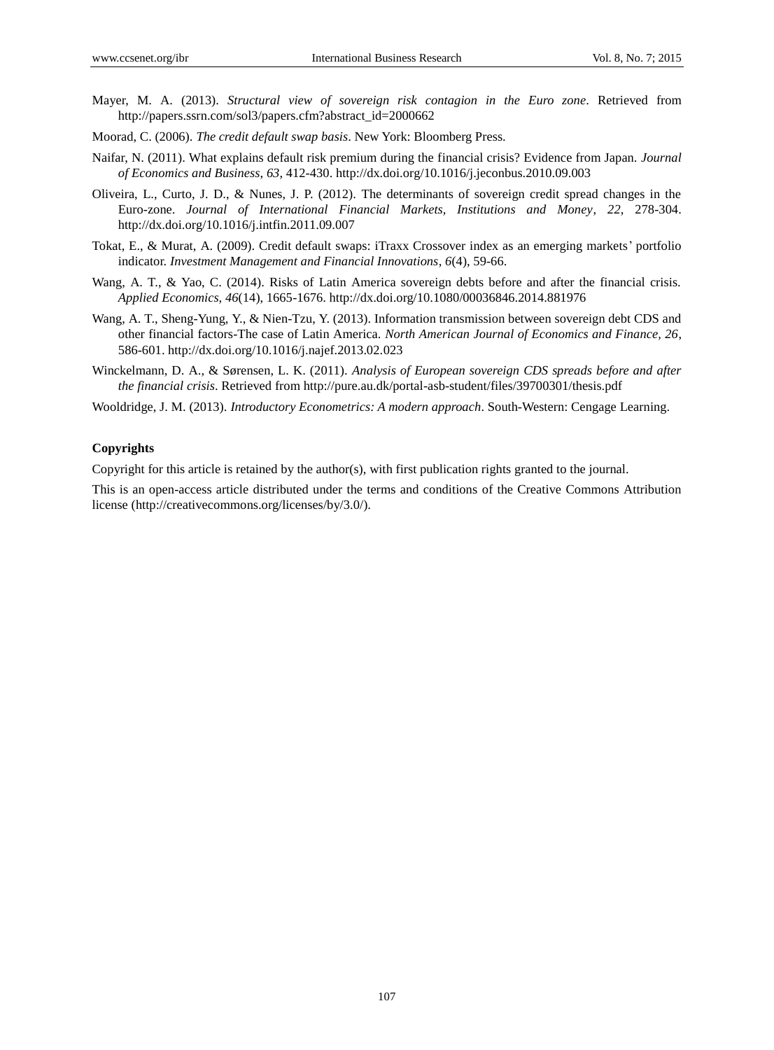Mayer, M. A. (2013). *Structural view of sovereign risk contagion in the Euro zone*. Retrieved from http://papers.ssrn.com/sol3/papers.cfm?abstract_id=2000662

Moorad, C. (2006). *The credit default swap basis*. New York: Bloomberg Press.

Naifar, N. (2011). What explains default risk premium during the financial crisis? Evidence from Japan. *Journal of Economics and Business*, *63*, 412-430. http://dx.doi.org/10.1016/j.jeconbus.2010.09.003

Oliveira, L., Curto, J. D., & Nunes, J. P. (2012). The determinants of sovereign credit spread changes in the Euro-zone. *Journal of International Financial Markets, Institutions and Money*, *22*, 278-304. http://dx.doi.org/10.1016/j.intfin.2011.09.007

Tokat, E., & Murat, A. (2009). Credit default swaps: iTraxx Crossover index as an emerging markets' portfolio indicator. *Investment Management and Financial Innovations*, *6*(4), 59-66.

Wang, A. T., & Yao, C. (2014). Risks of Latin America sovereign debts before and after the financial crisis. *Applied Economics, 46*(14), 1665-1676. http://dx.doi.org/10.1080/00036846.2014.881976

Wang, A. T., Sheng-Yung, Y., & Nien-Tzu, Y. (2013). Information transmission between sovereign debt CDS and other financial factors-The case of Latin America. *North American Journal of Economics and Finance, 26*, 586-601. http://dx.doi.org/10.1016/j.najef.2013.02.023

Winckelmann, D. A., & Sørensen, L. K. (2011). *Analysis of European sovereign CDS spreads before and after the financial crisis*. Retrieved from http://pure.au.dk/portal-asb-student/files/39700301/thesis.pdf

Wooldridge, J. M. (2013). *Introductory Econometrics: A modern approach*. South-Western: Cengage Learning.

**Copyrights**

Copyright for this article is retained by the author(s), with first publication rights granted to the journal.

This is an open-access article distributed under the terms and conditions of the Creative Commons Attribution license (http://creativecommons.org/licenses/by/3.0/).